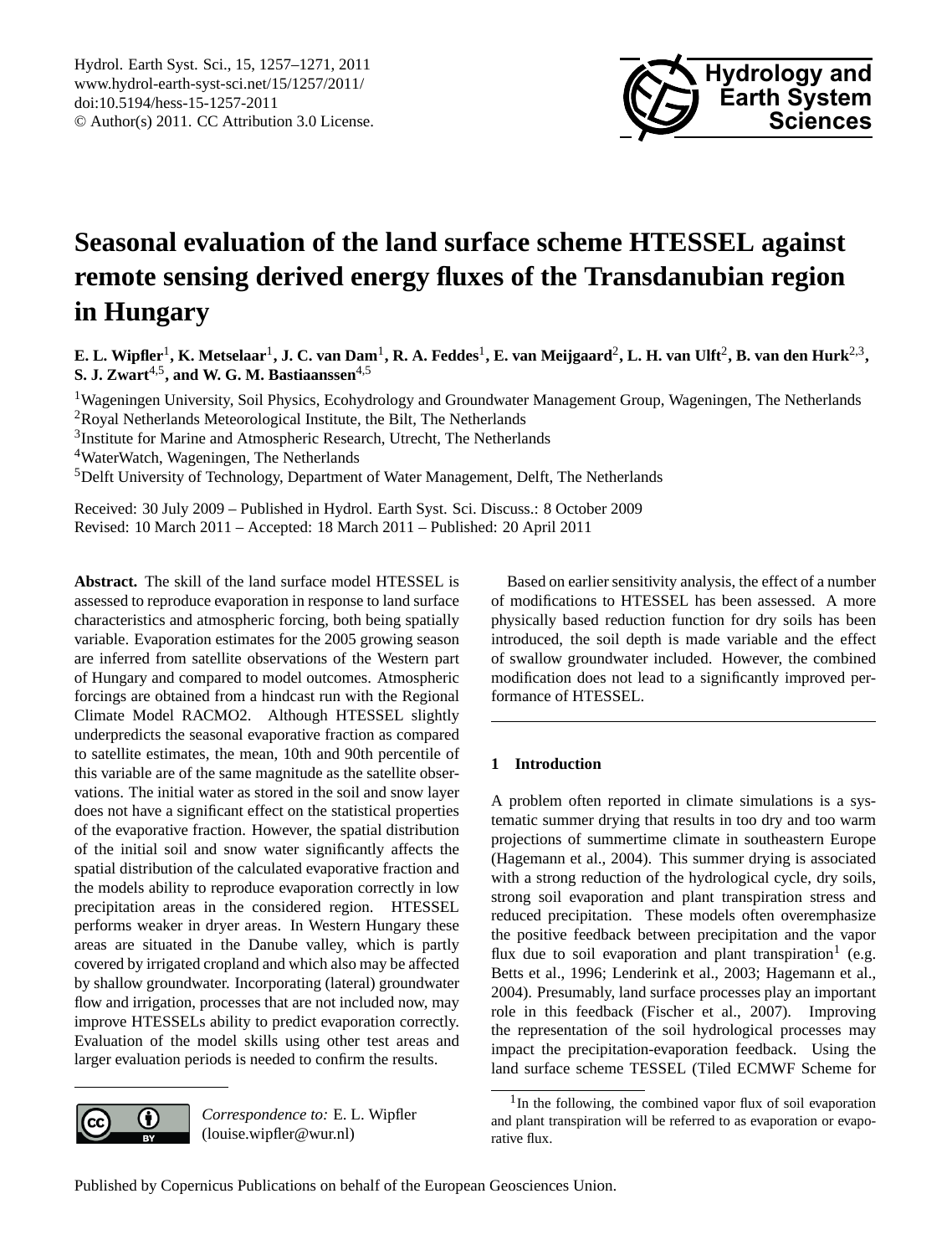# Seasonal evaluation of the land surface scheme HTESSEL against remote sensing derived energy fluxes of the Transdanubian region in Hungary

**E. L. Wipfler[1], K. Metselaar[1], J. C. van Dam[1], R. A. Feddes[1], E. van Meijgaard[2], L. H. van Ulft[2], B. van den Hurk[2,3], S. J. Zwart[4,5], and W. G. M. Bastiaanssen[4,5]**

[1]Wageningen University, Soil Physics, Ecohydrology and Groundwater Management Group, Wageningen, The Netherlands
[2]Royal Netherlands Meteorological Institute, the Bilt, The Netherlands
[3]Institute for Marine and Atmospheric Research, Utrecht, The Netherlands
[4]WaterWatch, Wageningen, The Netherlands
[5]Delft University of Technology, Department of Water Management, Delft, The Netherlands

Received: 30 July 2009 – Published in Hydrol. Earth Syst. Sci. Discuss.: 8 October 2009
Revised: 10 March 2011 – Accepted: 18 March 2011 – Published: 20 April 2011

**Abstract.** The skill of the land surface model HTESSEL is assessed to reproduce evaporation in response to land surface characteristics and atmospheric forcing, both being spatially variable. Evaporation estimates for the 2005 growing season are inferred from satellite observations of the Western part of Hungary and compared to model outcomes. Atmospheric forcings are obtained from a hindcast run with the Regional Climate Model RACMO2. Although HTESSEL slightly underpredicts the seasonal evaporative fraction as compared to satellite estimates, the mean, 10th and 90th percentile of this variable are of the same magnitude as the satellite observations. The initial water as stored in the soil and snow layer does not have a significant effect on the statistical properties of the evaporative fraction. However, the spatial distribution of the initial soil and snow water significantly affects the spatial distribution of the calculated evaporative fraction and the models ability to reproduce evaporation correctly in low precipitation areas in the considered region. HTESSEL performs weaker in dryer areas. In Western Hungary these areas are situated in the Danube valley, which is partly covered by irrigated cropland and which also may be affected by shallow groundwater. Incorporating (lateral) groundwater flow and irrigation, processes that are not included now, may improve HTESSELs ability to predict evaporation correctly. Evaluation of the model skills using other test areas and larger evaluation periods is needed to confirm the results.

Based on earlier sensitivity analysis, the effect of a number of modifications to HTESSEL has been assessed. A more physically based reduction function for dry soils has been introduced, the soil depth is made variable and the effect of swallow groundwater included. However, the combined modification does not lead to a significantly improved performance of HTESSEL.

*Correspondence to:* E. L. Wipfler (louise.wipfler@wur.nl)

## 1 Introduction

A problem often reported in climate simulations is a systematic summer drying that results in too dry and too warm projections of summertime climate in southeastern Europe (Hagemann et al., 2004). This summer drying is associated with a strong reduction of the hydrological cycle, dry soils, strong soil evaporation and plant transpiration stress and reduced precipitation. These models often overemphasize the positive feedback between precipitation and the vapor flux due to soil evaporation and plant transpiration[1] (e.g. Betts et al., 1996; Lenderink et al., 2003; Hagemann et al., 2004). Presumably, land surface processes play an important role in this feedback (Fischer et al., 2007). Improving the representation of the soil hydrological processes may impact the precipitation-evaporation feedback. Using the land surface scheme TESSEL (Tiled ECMWF Scheme for

[1]In the following, the combined vapor flux of soil evaporation and plant transpiration will be referred to as evaporation or evaporative flux.

Published by Copernicus Publications on behalf of the European Geosciences Union.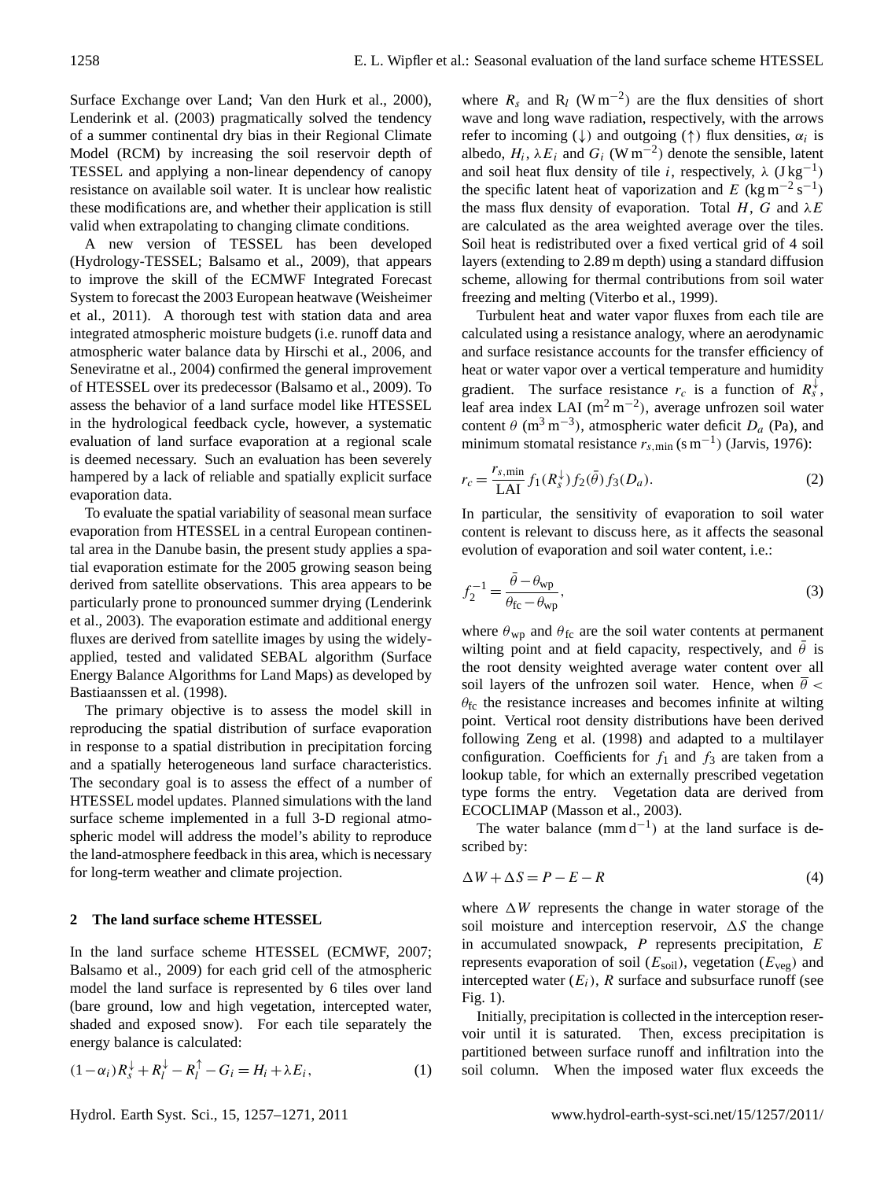Surface Exchange over Land; Van den Hurk et al., 2000), Lenderink et al. (2003) pragmatically solved the tendency of a summer continental dry bias in their Regional Climate Model (RCM) by increasing the soil reservoir depth of TESSEL and applying a non-linear dependency of canopy resistance on available soil water. It is unclear how realistic these modifications are, and whether their application is still valid when extrapolating to changing climate conditions.

A new version of TESSEL has been developed (Hydrology-TESSEL; Balsamo et al., 2009), that appears to improve the skill of the ECMWF Integrated Forecast System to forecast the 2003 European heatwave (Weisheimer et al., 2011). A thorough test with station data and area integrated atmospheric moisture budgets (i.e. runoff data and atmospheric water balance data by Hirschi et al., 2006, and Seneviratne et al., 2004) confirmed the general improvement of HTESSEL over its predecessor (Balsamo et al., 2009). To assess the behavior of a land surface model like HTESSEL in the hydrological feedback cycle, however, a systematic evaluation of land surface evaporation at a regional scale is deemed necessary. Such an evaluation has been severely hampered by a lack of reliable and spatially explicit surface evaporation data.

To evaluate the spatial variability of seasonal mean surface evaporation from HTESSEL in a central European continental area in the Danube basin, the present study applies a spatial evaporation estimate for the 2005 growing season being derived from satellite observations. This area appears to be particularly prone to pronounced summer drying (Lenderink et al., 2003). The evaporation estimate and additional energy fluxes are derived from satellite images by using the widely-applied, tested and validated SEBAL algorithm (Surface Energy Balance Algorithms for Land Maps) as developed by Bastiaanssen et al. (1998).

The primary objective is to assess the model skill in reproducing the spatial distribution of surface evaporation in response to a spatial distribution in precipitation forcing and a spatially heterogeneous land surface characteristics. The secondary goal is to assess the effect of a number of HTESSEL model updates. Planned simulations with the land surface scheme implemented in a full 3-D regional atmospheric model will address the model's ability to reproduce the land-atmosphere feedback in this area, which is necessary for long-term weather and climate projection.

## 2 The land surface scheme HTESSEL

In the land surface scheme HTESSEL (ECMWF, 2007; Balsamo et al., 2009) for each grid cell of the atmospheric model the land surface is represented by 6 tiles over land (bare ground, low and high vegetation, intercepted water, shaded and exposed snow). For each tile separately the energy balance is calculated:

$$(1-\alpha_i)R_s^{\downarrow} + R_l^{\downarrow} - R_l^{\uparrow} - G_i = H_i + \lambda E_i, \tag{1}$$

where $R_s$ and $R_l$ ($\mathrm{W\,m^{-2}}$) are the flux densities of short wave and long wave radiation, respectively, with the arrows refer to incoming (↓) and outgoing (↑) flux densities, $\alpha_i$ is albedo, $H_i$, $\lambda E_i$ and $G_i$ ($\mathrm{W\,m^{-2}}$) denote the sensible, latent and soil heat flux density of tile $i$, respectively, $\lambda$ ($\mathrm{J\,kg^{-1}}$) the specific latent heat of vaporization and $E$ ($\mathrm{kg\,m^{-2}\,s^{-1}}$) the mass flux density of evaporation. Total $H$, $G$ and $\lambda E$ are calculated as the area weighted average over the tiles. Soil heat is redistributed over a fixed vertical grid of 4 soil layers (extending to 2.89 m depth) using a standard diffusion scheme, allowing for thermal contributions from soil water freezing and melting (Viterbo et al., 1999).

Turbulent heat and water vapor fluxes from each tile are calculated using a resistance analogy, where an aerodynamic and surface resistance accounts for the transfer efficiency of heat or water vapor over a vertical temperature and humidity gradient. The surface resistance $r_c$ is a function of $R_s^{\downarrow}$, leaf area index LAI ($\mathrm{m^2\,m^{-2}}$), average unfrozen soil water content $\theta$ ($\mathrm{m^3\,m^{-3}}$), atmospheric water deficit $D_a$ (Pa), and minimum stomatal resistance $r_{s,\min}$ ($\mathrm{s\,m^{-1}}$) (Jarvis, 1976):

$$r_c = \frac{r_{s,\min}}{\mathrm{LAI}} f_1(R_s^{\downarrow}) f_2(\bar{\theta}) f_3(D_a). \tag{2}$$

In particular, the sensitivity of evaporation to soil water content is relevant to discuss here, as it affects the seasonal evolution of evaporation and soil water content, i.e.:

$$f_2^{-1} = \frac{\bar{\theta} - \theta_{\mathrm{wp}}}{\theta_{\mathrm{fc}} - \theta_{\mathrm{wp}}}, \tag{3}$$

where $\theta_{\mathrm{wp}}$ and $\theta_{\mathrm{fc}}$ are the soil water contents at permanent wilting point and at field capacity, respectively, and $\bar{\theta}$ is the root density weighted average water content over all soil layers of the unfrozen soil water. Hence, when $\overline{\theta} < \theta_{\mathrm{fc}}$ the resistance increases and becomes infinite at wilting point. Vertical root density distributions have been derived following Zeng et al. (1998) and adapted to a multilayer configuration. Coefficients for $f_1$ and $f_3$ are taken from a lookup table, for which an externally prescribed vegetation type forms the entry. Vegetation data are derived from ECOCLIMAP (Masson et al., 2003).

The water balance ($\mathrm{mm\,d^{-1}}$) at the land surface is described by:

$$\Delta W + \Delta S = P - E - R \tag{4}$$

where $\Delta W$ represents the change in water storage of the soil moisture and interception reservoir, $\Delta S$ the change in accumulated snowpack, $P$ represents precipitation, $E$ represents evaporation of soil ($E_{\mathrm{soil}}$), vegetation ($E_{\mathrm{veg}}$) and intercepted water ($E_i$), $R$ surface and subsurface runoff (see Fig. 1).

Initially, precipitation is collected in the interception reservoir until it is saturated. Then, excess precipitation is partitioned between surface runoff and infiltration into the soil column. When the imposed water flux exceeds the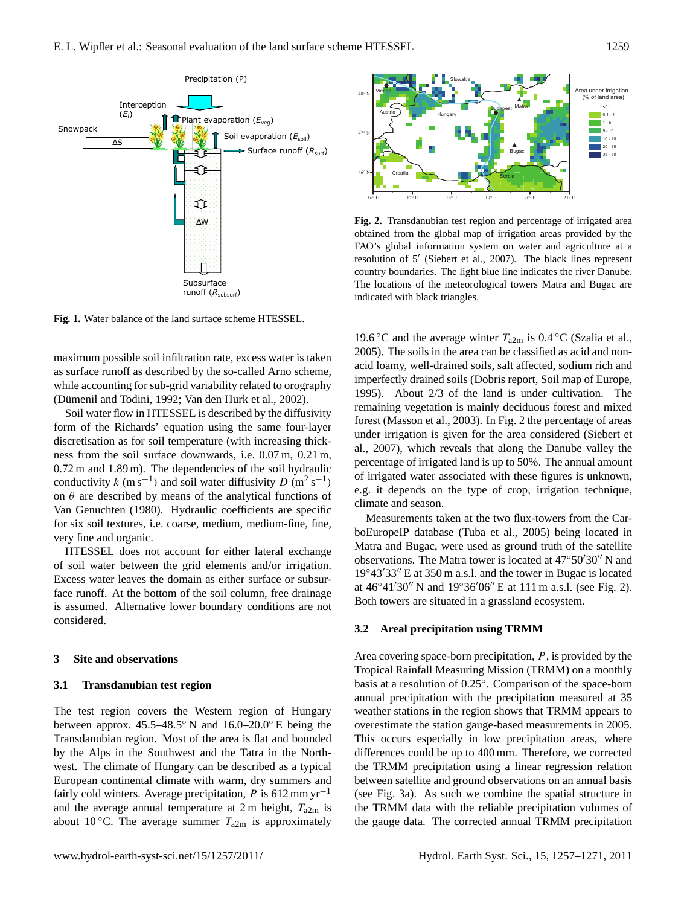**Fig. 1.** Water balance of the land surface scheme HTESSEL.

**Fig. 2.** Transdanubian test region and percentage of irrigated area obtained from the global map of irrigation areas provided by the FAO's global information system on water and agriculture at a resolution of 5′ (Siebert et al., 2007). The black lines represent country boundaries. The light blue line indicates the river Danube. The locations of the meteorological towers Matra and Bugac are indicated with black triangles.

maximum possible soil infiltration rate, excess water is taken as surface runoff as described by the so-called Arno scheme, while accounting for sub-grid variability related to orography (Dümenil and Todini, 1992; Van den Hurk et al., 2002).

Soil water flow in HTESSEL is described by the diffusivity form of the Richards' equation using the same four-layer discretisation as for soil temperature (with increasing thickness from the soil surface downwards, i.e. 0.07 m, 0.21 m, 0.72 m and 1.89 m). The dependencies of the soil hydraulic conductivity $k$ (m s$^{-1}$) and soil water diffusivity $D$ (m$^2$ s$^{-1}$) on $\theta$ are described by means of the analytical functions of Van Genuchten (1980). Hydraulic coefficients are specific for six soil textures, i.e. coarse, medium, medium-fine, fine, very fine and organic.

HTESSEL does not account for either lateral exchange of soil water between the grid elements and/or irrigation. Excess water leaves the domain as either surface or subsurface runoff. At the bottom of the soil column, free drainage is assumed. Alternative lower boundary conditions are not considered.

## 3 Site and observations

### 3.1 Transdanubian test region

The test region covers the Western region of Hungary between approx. 45.5–48.5° N and 16.0–20.0° E being the Transdanubian region. Most of the area is flat and bounded by the Alps in the Southwest and the Tatra in the Northwest. The climate of Hungary can be described as a typical European continental climate with warm, dry summers and fairly cold winters. Average precipitation, $P$ is 612 mm yr$^{-1}$ and the average annual temperature at 2 m height, $T_{a2m}$ is about 10 °C. The average summer $T_{a2m}$ is approximately 19.6 °C and the average winter $T_{a2m}$ is 0.4 °C (Szalia et al., 2005). The soils in the area can be classified as acid and non-acid loamy, well-drained soils, salt affected, sodium rich and imperfectly drained soils (Dobris report, Soil map of Europe, 1995). About 2/3 of the land is under cultivation. The remaining vegetation is mainly deciduous forest and mixed forest (Masson et al., 2003). In Fig. 2 the percentage of areas under irrigation is given for the area considered (Siebert et al., 2007), which reveals that along the Danube valley the percentage of irrigated land is up to 50%. The annual amount of irrigated water associated with these figures is unknown, e.g. it depends on the type of crop, irrigation technique, climate and season.

Measurements taken at the two flux-towers from the CarboEuropeIP database (Tuba et al., 2005) being located in Matra and Bugac, were used as ground truth of the satellite observations. The Matra tower is located at 47°50′30″ N and 19°43′33″ E at 350 m a.s.l. and the tower in Bugac is located at 46°41′30″ N and 19°36′06″ E at 111 m a.s.l. (see Fig. 2). Both towers are situated in a grassland ecosystem.

### 3.2 Areal precipitation using TRMM

Area covering space-born precipitation, $P$, is provided by the Tropical Rainfall Measuring Mission (TRMM) on a monthly basis at a resolution of 0.25°. Comparison of the space-born annual precipitation with the precipitation measured at 35 weather stations in the region shows that TRMM appears to overestimate the station gauge-based measurements in 2005. This occurs especially in low precipitation areas, where differences could be up to 400 mm. Therefore, we corrected the TRMM precipitation using a linear regression relation between satellite and ground observations on an annual basis (see Fig. 3a). As such we combine the spatial structure in the TRMM data with the reliable precipitation volumes of the gauge data. The corrected annual TRMM precipitation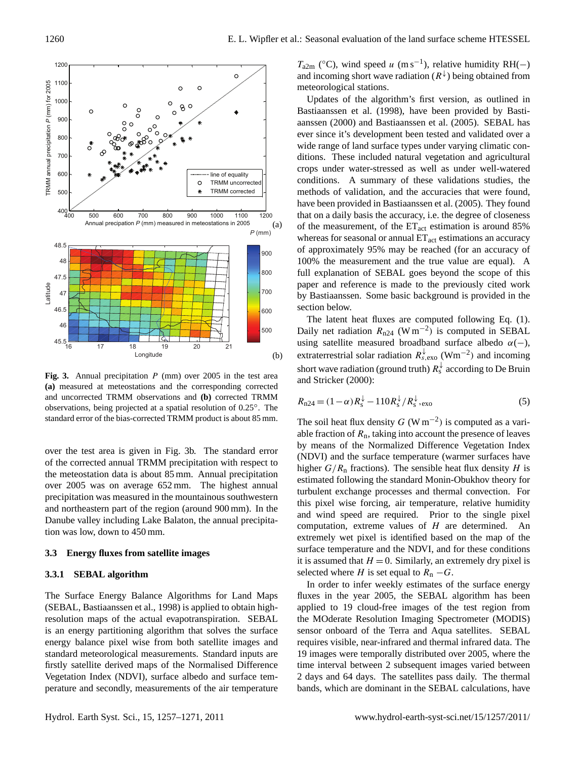**Fig. 3.** Annual precipitation $P$ (mm) over 2005 in the test area **(a)** measured at meteostations and the corresponding corrected and uncorrected TRMM observations and **(b)** corrected TRMM observations, being projected at a spatial resolution of 0.25°. The standard error of the bias-corrected TRMM product is about 85 mm.

over the test area is given in Fig. 3b. The standard error of the corrected annual TRMM precipitation with respect to the meteostation data is about 85 mm. Annual precipitation over 2005 was on average 652 mm. The highest annual precipitation was measured in the mountainous southwestern and northeastern part of the region (around 900 mm). In the Danube valley including Lake Balaton, the annual precipitation was low, down to 450 mm.

### 3.3 Energy fluxes from satellite images

#### 3.3.1 SEBAL algorithm

The Surface Energy Balance Algorithms for Land Maps (SEBAL, Bastiaanssen et al., 1998) is applied to obtain high-resolution maps of the actual evapotranspiration. SEBAL is an energy partitioning algorithm that solves the surface energy balance pixel wise from both satellite images and standard meteorological measurements. Standard inputs are firstly satellite derived maps of the Normalised Difference Vegetation Index (NDVI), surface albedo and surface temperature and secondly, measurements of the air temperature $T_{a2m}$ (°C), wind speed $u$ (m s$^{-1}$), relative humidity RH(−) and incoming short wave radiation ($R^{\downarrow}$) being obtained from meteorological stations.

Updates of the algorithm's first version, as outlined in Bastiaanssen et al. (1998), have been provided by Bastiaanssen (2000) and Bastiaanssen et al. (2005). SEBAL has ever since it's development been tested and validated over a wide range of land surface types under varying climatic conditions. These included natural vegetation and agricultural crops under water-stressed as well as under well-watered conditions. A summary of these validations studies, the methods of validation, and the accuracies that were found, have been provided in Bastiaanssen et al. (2005). They found that on a daily basis the accuracy, i.e. the degree of closeness of the measurement, of the $ET_{act}$ estimation is around 85% whereas for seasonal or annual $ET_{act}$ estimations an accuracy of approximately 95% may be reached (for an accuracy of 100% the measurement and the true value are equal). A full explanation of SEBAL goes beyond the scope of this paper and reference is made to the previously cited work by Bastiaanssen. Some basic background is provided in the section below.

The latent heat fluxes are computed following Eq. (1). Daily net radiation $R_{n24}$ (W m$^{-2}$) is computed in SEBAL using satellite measured broadband surface albedo $\alpha$(−), extraterrestrial solar radiation $R^{\downarrow}_{s,exo}$ (Wm$^{-2}$) and incoming short wave radiation (ground truth) $R^{\downarrow}_{s}$ according to De Bruin and Stricker (2000):

$$R_{n24} = (1-\alpha)R^{\downarrow}_{s} - 110R^{\downarrow}_{s}/R^{\downarrow}_{s,exo} \tag{5}$$

The soil heat flux density $G$ (W m$^{-2}$) is computed as a variable fraction of $R_n$, taking into account the presence of leaves by means of the Normalized Difference Vegetation Index (NDVI) and the surface temperature (warmer surfaces have higher $G/R_n$ fractions). The sensible heat flux density $H$ is estimated following the standard Monin-Obukhov theory for turbulent exchange processes and thermal convection. For this pixel wise forcing, air temperature, relative humidity and wind speed are required. Prior to the single pixel computation, extreme values of $H$ are determined. An extremely wet pixel is identified based on the map of the surface temperature and the NDVI, and for these conditions it is assumed that $H = 0$. Similarly, an extremely dry pixel is selected where $H$ is set equal to $R_n - G$.

In order to infer weekly estimates of the surface energy fluxes in the year 2005, the SEBAL algorithm has been applied to 19 cloud-free images of the test region from the MOderate Resolution Imaging Spectrometer (MODIS) sensor onboard of the Terra and Aqua satellites. SEBAL requires visible, near-infrared and thermal infrared data. The 19 images were temporally distributed over 2005, where the time interval between 2 subsequent images varied between 2 days and 64 days. The satellites pass daily. The thermal bands, which are dominant in the SEBAL calculations, have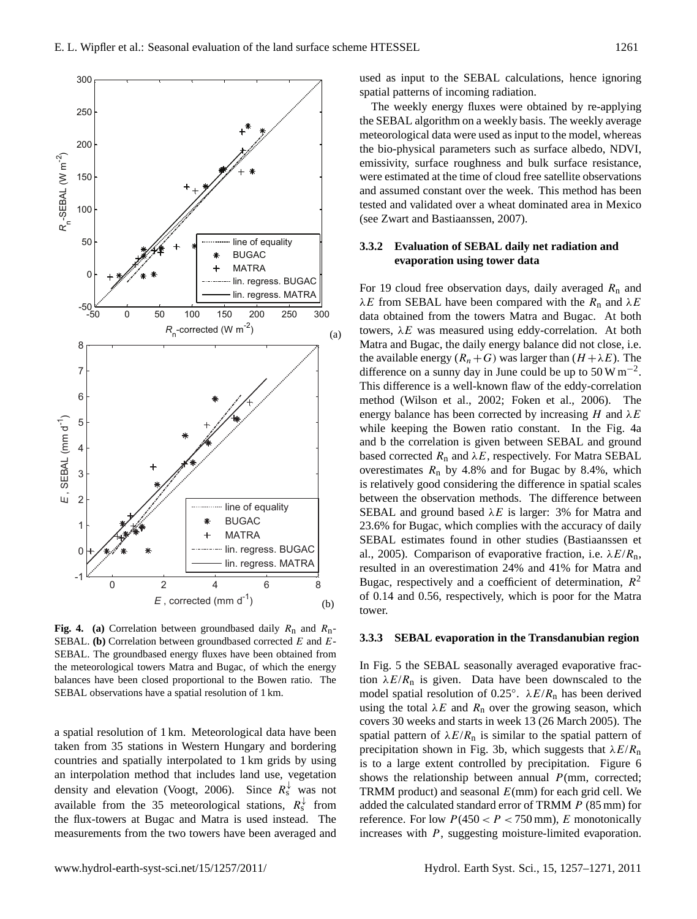**Fig. 4.** **(a)** Correlation between groundbased daily $R_n$ and $R_n$-SEBAL. **(b)** Correlation between groundbased corrected $E$ and $E$-SEBAL. The groundbased energy fluxes have been obtained from the meteorological towers Matra and Bugac, of which the energy balances have been closed proportional to the Bowen ratio. The SEBAL observations have a spatial resolution of 1 km.

a spatial resolution of 1 km. Meteorological data have been taken from 35 stations in Western Hungary and bordering countries and spatially interpolated to 1 km grids by using an interpolation method that includes land use, vegetation density and elevation (Voogt, 2006). Since $R_s^{\downarrow}$ was not available from the 35 meteorological stations, $R_s^{\downarrow}$ from the flux-towers at Bugac and Matra is used instead. The measurements from the two towers have been averaged and used as input to the SEBAL calculations, hence ignoring spatial patterns of incoming radiation.

The weekly energy fluxes were obtained by re-applying the SEBAL algorithm on a weekly basis. The weekly average meteorological data were used as input to the model, whereas the bio-physical parameters such as surface albedo, NDVI, emissivity, surface roughness and bulk surface resistance, were estimated at the time of cloud free satellite observations and assumed constant over the week. This method has been tested and validated over a wheat dominated area in Mexico (see Zwart and Bastiaanssen, 2007).

### 3.3.2 Evaluation of SEBAL daily net radiation and evaporation using tower data

For 19 cloud free observation days, daily averaged $R_n$ and $\lambda E$ from SEBAL have been compared with the $R_n$ and $\lambda E$ data obtained from the towers Matra and Bugac. At both towers, $\lambda E$ was measured using eddy-correlation. At both Matra and Bugac, the daily energy balance did not close, i.e. the available energy $(R_n+G)$ was larger than $(H+\lambda E)$. The difference on a sunny day in June could be up to $50\,\mathrm{W\,m^{-2}}$. This difference is a well-known flaw of the eddy-correlation method (Wilson et al., 2002; Foken et al., 2006). The energy balance has been corrected by increasing $H$ and $\lambda E$ while keeping the Bowen ratio constant. In the Fig. 4a and b the correlation is given between SEBAL and ground based corrected $R_n$ and $\lambda E$, respectively. For Matra SEBAL overestimates $R_n$ by 4.8% and for Bugac by 8.4%, which is relatively good considering the difference in spatial scales between the observation methods. The difference between SEBAL and ground based $\lambda E$ is larger: 3% for Matra and 23.6% for Bugac, which complies with the accuracy of daily SEBAL estimates found in other studies (Bastiaanssen et al., 2005). Comparison of evaporative fraction, i.e. $\lambda E/R_n$, resulted in an overestimation 24% and 41% for Matra and Bugac, respectively and a coefficient of determination, $R^2$ of 0.14 and 0.56, respectively, which is poor for the Matra tower.

### 3.3.3 SEBAL evaporation in the Transdanubian region

In Fig. 5 the SEBAL seasonally averaged evaporative fraction $\lambda E/R_n$ is given. Data have been downscaled to the model spatial resolution of 0.25°. $\lambda E/R_n$ has been derived using the total $\lambda E$ and $R_n$ over the growing season, which covers 30 weeks and starts in week 13 (26 March 2005). The spatial pattern of $\lambda E/R_n$ is similar to the spatial pattern of precipitation shown in Fig. 3b, which suggests that $\lambda E/R_n$ is to a large extent controlled by precipitation. Figure 6 shows the relationship between annual $P$(mm, corrected; TRMM product) and seasonal $E$(mm) for each grid cell. We added the calculated standard error of TRMM $P$ (85 mm) for reference. For low $P(450<P<750\,\mathrm{mm})$, $E$ monotonically increases with $P$, suggesting moisture-limited evaporation.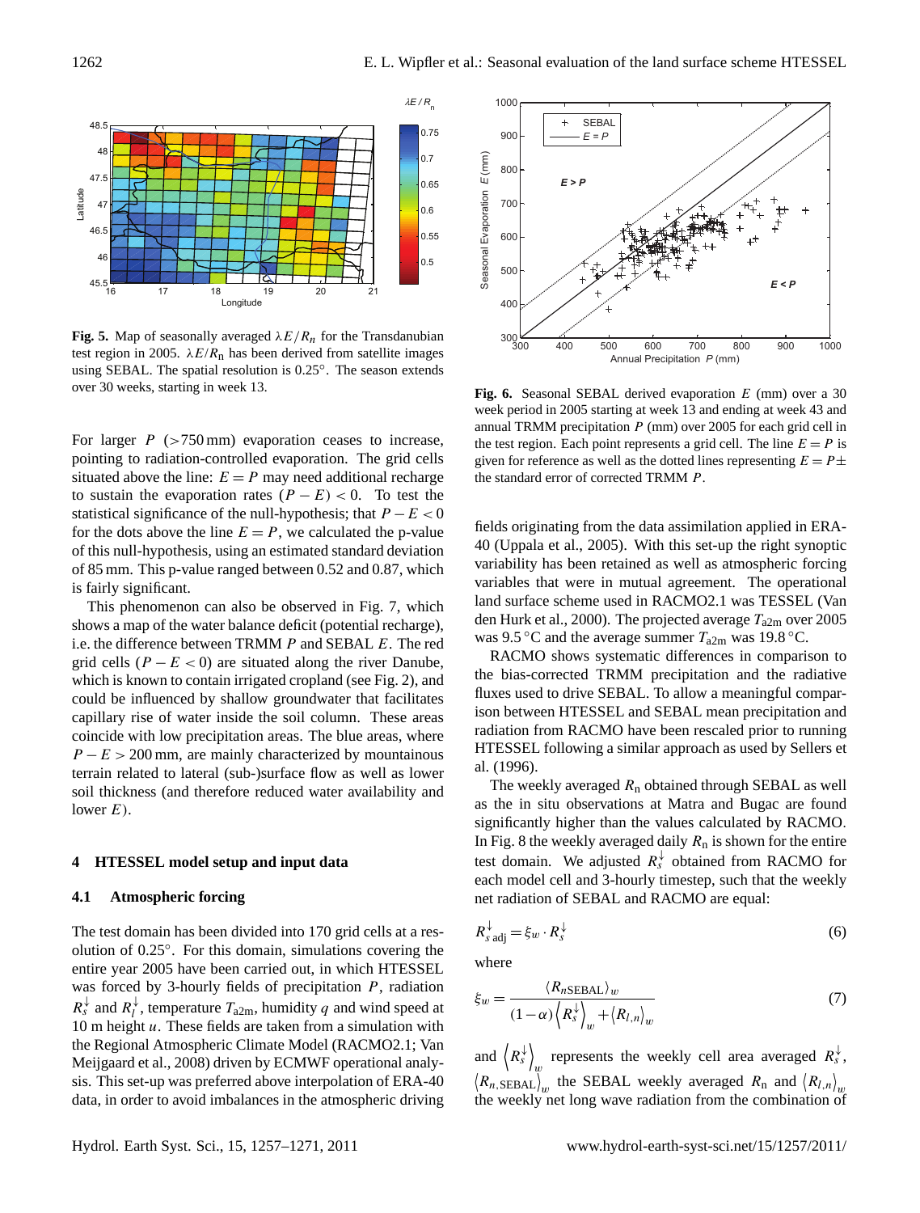**Fig. 5.** Map of seasonally averaged $\lambda E/R_n$ for the Transdanubian test region in 2005. $\lambda E/R_n$ has been derived from satellite images using SEBAL. The spatial resolution is 0.25°. The season extends over 30 weeks, starting in week 13.

**Fig. 6.** Seasonal SEBAL derived evaporation $E$ (mm) over a 30 week period in 2005 starting at week 13 and ending at week 43 and annual TRMM precipitation $P$ (mm) over 2005 for each grid cell in the test region. Each point represents a grid cell. The line $E = P$ is given for reference as well as the dotted lines representing $E = P \pm$ the standard error of corrected TRMM $P$.

For larger $P$ (>750 mm) evaporation ceases to increase, pointing to radiation-controlled evaporation. The grid cells situated above the line: $E = P$ may need additional recharge to sustain the evaporation rates $(P - E) < 0$. To test the statistical significance of the null-hypothesis; that $P - E < 0$ for the dots above the line $E = P$, we calculated the p-value of this null-hypothesis, using an estimated standard deviation of 85 mm. This p-value ranged between 0.52 and 0.87, which is fairly significant.

This phenomenon can also be observed in Fig. 7, which shows a map of the water balance deficit (potential recharge), i.e. the difference between TRMM $P$ and SEBAL $E$. The red grid cells $(P - E < 0)$ are situated along the river Danube, which is known to contain irrigated cropland (see Fig. 2), and could be influenced by shallow groundwater that facilitates capillary rise of water inside the soil column. These areas coincide with low precipitation areas. The blue areas, where $P - E > 200$ mm, are mainly characterized by mountainous terrain related to lateral (sub-)surface flow as well as lower soil thickness (and therefore reduced water availability and lower $E$).

## 4 HTESSEL model setup and input data

### 4.1 Atmospheric forcing

The test domain has been divided into 170 grid cells at a resolution of 0.25°. For this domain, simulations covering the entire year 2005 have been carried out, in which HTESSEL was forced by 3-hourly fields of precipitation $P$, radiation $R_s^{\downarrow}$ and $R_l^{\downarrow}$, temperature $T_{a2m}$, humidity $q$ and wind speed at 10 m height $u$. These fields are taken from a simulation with the Regional Atmospheric Climate Model (RACMO2.1; Van Meijgaard et al., 2008) driven by ECMWF operational analysis. This set-up was preferred above interpolation of ERA-40 data, in order to avoid imbalances in the atmospheric driving fields originating from the data assimilation applied in ERA-40 (Uppala et al., 2005). With this set-up the right synoptic variability has been retained as well as atmospheric forcing variables that were in mutual agreement. The operational land surface scheme used in RACMO2.1 was TESSEL (Van den Hurk et al., 2000). The projected average $T_{a2m}$ over 2005 was 9.5 °C and the average summer $T_{a2m}$ was 19.8 °C.

RACMO shows systematic differences in comparison to the bias-corrected TRMM precipitation and the radiative fluxes used to drive SEBAL. To allow a meaningful comparison between HTESSEL and SEBAL mean precipitation and radiation from RACMO have been rescaled prior to running HTESSEL following a similar approach as used by Sellers et al. (1996).

The weekly averaged $R_n$ obtained through SEBAL as well as the in situ observations at Matra and Bugac are found significantly higher than the values calculated by RACMO. In Fig. 8 the weekly averaged daily $R_n$ is shown for the entire test domain. We adjusted $R_s^{\downarrow}$ obtained from RACMO for each model cell and 3-hourly timestep, such that the weekly net radiation of SEBAL and RACMO are equal:

$$R_{s\,\mathrm{adj}}^{\downarrow} = \xi_w \cdot R_s^{\downarrow} \tag{6}$$

where

$$\xi_w = \frac{\langle R_{n\mathrm{SEBAL}} \rangle_w}{(1-\alpha)\left\langle R_s^{\downarrow} \right\rangle_w + \langle R_{l,n} \rangle_w} \tag{7}$$

and $\left\langle R_s^{\downarrow} \right\rangle_w$ represents the weekly cell area averaged $R_s^{\downarrow}$, $\langle R_{n,\mathrm{SEBAL}} \rangle_w$ the SEBAL weekly averaged $R_n$ and $\langle R_{l,n} \rangle_w$ the weekly net long wave radiation from the combination of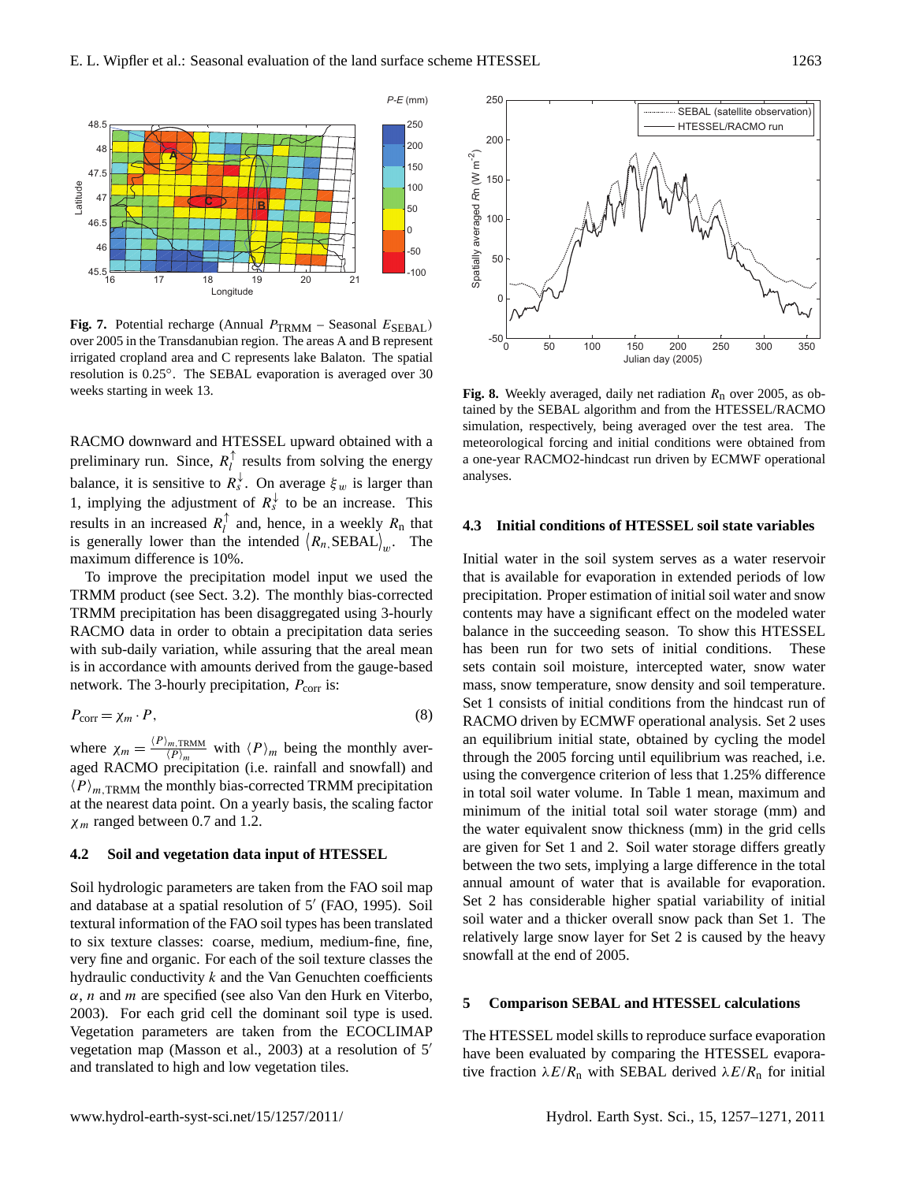**Fig. 7.** Potential recharge (Annual $P_{\mathrm{TRMM}}$ – Seasonal $E_{\mathrm{SEBAL}}$) over 2005 in the Transdanubian region. The areas A and B represent irrigated cropland area and C represents lake Balaton. The spatial resolution is 0.25°. The SEBAL evaporation is averaged over 30 weeks starting in week 13.

**Fig. 8.** Weekly averaged, daily net radiation $R_\mathrm{n}$ over 2005, as obtained by the SEBAL algorithm and from the HTESSEL/RACMO simulation, respectively, being averaged over the test area. The meteorological forcing and initial conditions were obtained from a one-year RACMO2-hindcast run driven by ECMWF operational analyses.

RACMO downward and HTESSEL upward obtained with a preliminary run. Since, $R_l^{\uparrow}$ results from solving the energy balance, it is sensitive to $R_s^{\downarrow}$. On average $\xi_w$ is larger than 1, implying the adjustment of $R_s^{\downarrow}$ to be an increase. This results in an increased $R_l^{\uparrow}$ and, hence, in a weekly $R_\mathrm{n}$ that is generally lower than the intended $\langle R_{n,}\mathrm{SEBAL}\rangle_w$. The maximum difference is 10%.

To improve the precipitation model input we used the TRMM product (see Sect. 3.2). The monthly bias-corrected TRMM precipitation has been disaggregated using 3-hourly RACMO data in order to obtain a precipitation data series with sub-daily variation, while assuring that the areal mean is in accordance with amounts derived from the gauge-based network. The 3-hourly precipitation, $P_{\mathrm{corr}}$ is:

$$P_{\mathrm{corr}} = \chi_m \cdot P, \tag{8}$$

where $\chi_m = \frac{\langle P \rangle_{m,\mathrm{TRMM}}}{\langle P \rangle_m}$ with $\langle P \rangle_m$ being the monthly averaged RACMO precipitation (i.e. rainfall and snowfall) and $\langle P \rangle_{m,\mathrm{TRMM}}$ the monthly bias-corrected TRMM precipitation at the nearest data point. On a yearly basis, the scaling factor $\chi_m$ ranged between 0.7 and 1.2.

### 4.2 Soil and vegetation data input of HTESSEL

Soil hydrologic parameters are taken from the FAO soil map and database at a spatial resolution of 5′ (FAO, 1995). Soil textural information of the FAO soil types has been translated to six texture classes: coarse, medium, medium-fine, fine, very fine and organic. For each of the soil texture classes the hydraulic conductivity $k$ and the Van Genuchten coefficients $\alpha$, $n$ and $m$ are specified (see also Van den Hurk en Viterbo, 2003). For each grid cell the dominant soil type is used. Vegetation parameters are taken from the ECOCLIMAP vegetation map (Masson et al., 2003) at a resolution of 5′ and translated to high and low vegetation tiles.

### 4.3 Initial conditions of HTESSEL soil state variables

Initial water in the soil system serves as a water reservoir that is available for evaporation in extended periods of low precipitation. Proper estimation of initial soil water and snow contents may have a significant effect on the modeled water balance in the succeeding season. To show this HTESSEL has been run for two sets of initial conditions. These sets contain soil moisture, intercepted water, snow water mass, snow temperature, snow density and soil temperature. Set 1 consists of initial conditions from the hindcast run of RACMO driven by ECMWF operational analysis. Set 2 uses an equilibrium initial state, obtained by cycling the model through the 2005 forcing until equilibrium was reached, i.e. using the convergence criterion of less that 1.25% difference in total soil water volume. In Table 1 mean, maximum and minimum of the initial total soil water storage (mm) and the water equivalent snow thickness (mm) in the grid cells are given for Set 1 and 2. Soil water storage differs greatly between the two sets, implying a large difference in the total annual amount of water that is available for evaporation. Set 2 has considerable higher spatial variability of initial soil water and a thicker overall snow pack than Set 1. The relatively large snow layer for Set 2 is caused by the heavy snowfall at the end of 2005.

## 5 Comparison SEBAL and HTESSEL calculations

The HTESSEL model skills to reproduce surface evaporation have been evaluated by comparing the HTESSEL evaporative fraction $\lambda E/R_\mathrm{n}$ with SEBAL derived $\lambda E/R_\mathrm{n}$ for initial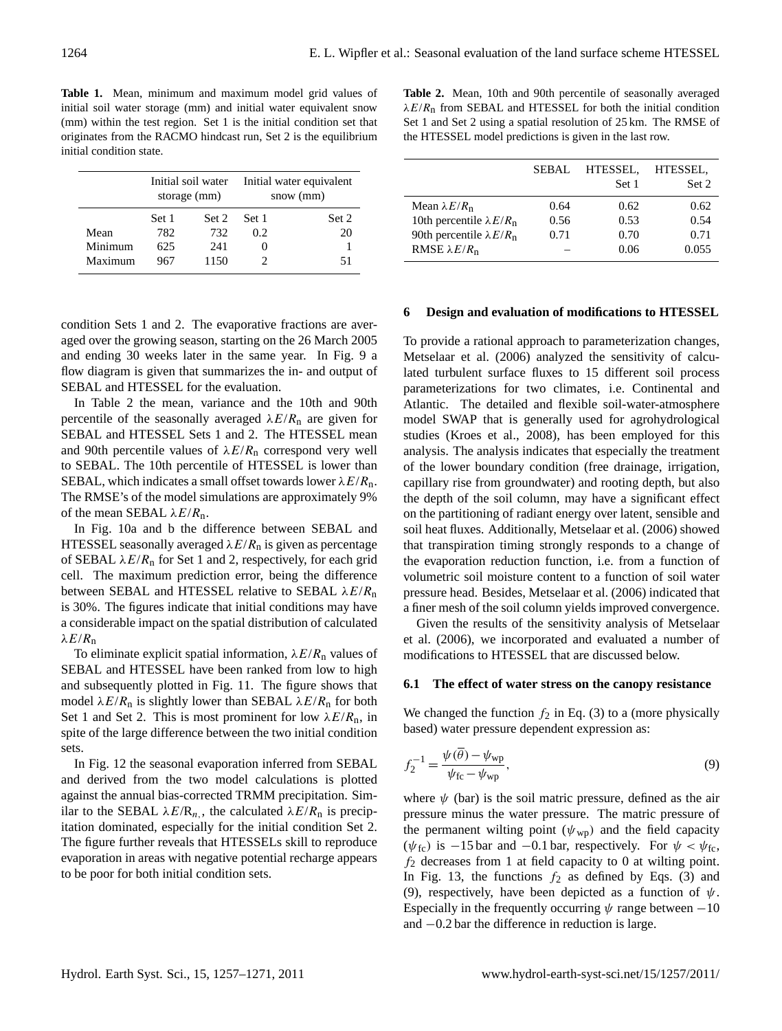**Table 1.** Mean, minimum and maximum model grid values of initial soil water storage (mm) and initial water equivalent snow (mm) within the test region. Set 1 is the initial condition set that originates from the RACMO hindcast run, Set 2 is the equilibrium initial condition state.

| | Initial soil water storage (mm) | | Initial water equivalent snow (mm) | |
|---|---|---|---|---|
| | Set 1 | Set 2 | Set 1 | Set 2 |
| Mean | 782 | 732 | 0.2 | 20 |
| Minimum | 625 | 241 | 0 | 1 |
| Maximum | 967 | 1150 | 2 | 51 |

condition Sets 1 and 2. The evaporative fractions are averaged over the growing season, starting on the 26 March 2005 and ending 30 weeks later in the same year. In Fig. 9 a flow diagram is given that summarizes the in- and output of SEBAL and HTESSEL for the evaluation.

In Table 2 the mean, variance and the 10th and 90th percentile of the seasonally averaged $\lambda E/R_\mathrm{n}$ are given for SEBAL and HTESSEL Sets 1 and 2. The HTESSEL mean and 90th percentile values of $\lambda E/R_\mathrm{n}$ correspond very well to SEBAL. The 10th percentile of HTESSEL is lower than SEBAL, which indicates a small offset towards lower $\lambda E/R_\mathrm{n}$. The RMSE's of the model simulations are approximately 9% of the mean SEBAL $\lambda E/R_\mathrm{n}$.

In Fig. 10a and b the difference between SEBAL and HTESSEL seasonally averaged $\lambda E/R_\mathrm{n}$ is given as percentage of SEBAL $\lambda E/R_\mathrm{n}$ for Set 1 and 2, respectively, for each grid cell. The maximum prediction error, being the difference between SEBAL and HTESSEL relative to SEBAL $\lambda E/R_\mathrm{n}$ is 30%. The figures indicate that initial conditions may have a considerable impact on the spatial distribution of calculated $\lambda E/R_\mathrm{n}$

To eliminate explicit spatial information, $\lambda E/R_\mathrm{n}$ values of SEBAL and HTESSEL have been ranked from low to high and subsequently plotted in Fig. 11. The figure shows that model $\lambda E/R_\mathrm{n}$ is slightly lower than SEBAL $\lambda E/R_\mathrm{n}$ for both Set 1 and Set 2. This is most prominent for low $\lambda E/R_\mathrm{n}$, in spite of the large difference between the two initial condition sets.

In Fig. 12 the seasonal evaporation inferred from SEBAL and derived from the two model calculations is plotted against the annual bias-corrected TRMM precipitation. Similar to the SEBAL $\lambda E/R_{n,}$, the calculated $\lambda E/R_\mathrm{n}$ is precipitation dominated, especially for the initial condition Set 2. The figure further reveals that HTESSELs skill to reproduce evaporation in areas with negative potential recharge appears to be poor for both initial condition sets.

**Table 2.** Mean, 10th and 90th percentile of seasonally averaged $\lambda E/R_\mathrm{n}$ from SEBAL and HTESSEL for both the initial condition Set 1 and Set 2 using a spatial resolution of 25 km. The RMSE of the HTESSEL model predictions is given in the last row.

| | SEBAL | HTESSEL, Set 1 | HTESSEL, Set 2 |
|---|---|---|---|
| Mean $\lambda E/R_\mathrm{n}$ | 0.64 | 0.62 | 0.62 |
| 10th percentile $\lambda E/R_\mathrm{n}$ | 0.56 | 0.53 | 0.54 |
| 90th percentile $\lambda E/R_\mathrm{n}$ | 0.71 | 0.70 | 0.71 |
| RMSE $\lambda E/R_\mathrm{n}$ | – | 0.06 | 0.055 |

## 6 Design and evaluation of modifications to HTESSEL

To provide a rational approach to parameterization changes, Metselaar et al. (2006) analyzed the sensitivity of calculated turbulent surface fluxes to 15 different soil process parameterizations for two climates, i.e. Continental and Atlantic. The detailed and flexible soil-water-atmosphere model SWAP that is generally used for agrohydrological studies (Kroes et al., 2008), has been employed for this analysis. The analysis indicates that especially the treatment of the lower boundary condition (free drainage, irrigation, capillary rise from groundwater) and rooting depth, but also the depth of the soil column, may have a significant effect on the partitioning of radiant energy over latent, sensible and soil heat fluxes. Additionally, Metselaar et al. (2006) showed that transpiration timing strongly responds to a change of the evaporation reduction function, i.e. from a function of volumetric soil moisture content to a function of soil water pressure head. Besides, Metselaar et al. (2006) indicated that a finer mesh of the soil column yields improved convergence.

Given the results of the sensitivity analysis of Metselaar et al. (2006), we incorporated and evaluated a number of modifications to HTESSEL that are discussed below.

### 6.1 The effect of water stress on the canopy resistance

We changed the function $f_2$ in Eq. (3) to a (more physically based) water pressure dependent expression as:

$$f_2^{-1} = \frac{\psi(\overline{\theta}) - \psi_\mathrm{wp}}{\psi_\mathrm{fc} - \psi_\mathrm{wp}}, \tag{9}$$

where $\psi$ (bar) is the soil matric pressure, defined as the air pressure minus the water pressure. The matric pressure of the permanent wilting point ($\psi_\mathrm{wp}$) and the field capacity ($\psi_\mathrm{fc}$) is $-15$ bar and $-0.1$ bar, respectively. For $\psi < \psi_\mathrm{fc}$, $f_2$ decreases from 1 at field capacity to 0 at wilting point. In Fig. 13, the functions $f_2$ as defined by Eqs. (3) and (9), respectively, have been depicted as a function of $\psi$. Especially in the frequently occurring $\psi$ range between $-10$ and $-0.2$ bar the difference in reduction is large.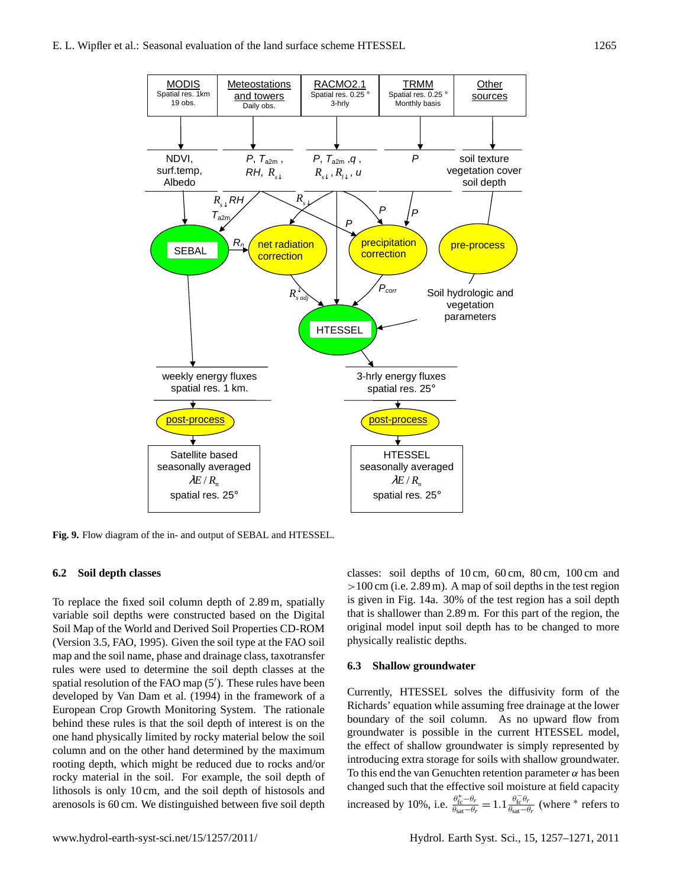Fig. 9. Flow diagram of the in- and output of SEBAL and HTESSEL.

### 6.2 Soil depth classes

To replace the fixed soil column depth of 2.89 m, spatially variable soil depths were constructed based on the Digital Soil Map of the World and Derived Soil Properties CD-ROM (Version 3.5, FAO, 1995). Given the soil type at the FAO soil map and the soil name, phase and drainage class, taxotransfer rules were used to determine the soil depth classes at the spatial resolution of the FAO map (5′). These rules have been developed by Van Dam et al. (1994) in the framework of a European Crop Growth Monitoring System. The rationale behind these rules is that the soil depth of interest is on the one hand physically limited by rocky material below the soil column and on the other hand determined by the maximum rooting depth, which might be reduced due to rocks and/or rocky material in the soil. For example, the soil depth of lithosols is only 10 cm, and the soil depth of histosols and arenosols is 60 cm. We distinguished between five soil depth classes: soil depths of 10 cm, 60 cm, 80 cm, 100 cm and >100 cm (i.e. 2.89 m). A map of soil depths in the test region is given in Fig. 14a. 30% of the test region has a soil depth that is shallower than 2.89 m. For this part of the region, the original model input soil depth has to be changed to more physically realistic depths.

### 6.3 Shallow groundwater

Currently, HTESSEL solves the diffusivity form of the Richards' equation while assuming free drainage at the lower boundary of the soil column. As no upward flow from groundwater is possible in the current HTESSEL model, the effect of shallow groundwater is simply represented by introducing extra storage for soils with shallow groundwater. To this end the van Genuchten retention parameter $\alpha$ has been changed such that the effective soil moisture at field capacity increased by 10%, i.e. $\frac{\theta_{\mathrm{fc}}^{*}-\theta_r}{\theta_{\mathrm{sat}}-\theta_r} = 1.1\frac{\theta_{\mathrm{fc}}^{-}\theta_r}{\theta_{\mathrm{sat}}-\theta_r}$ (where $^*$ refers to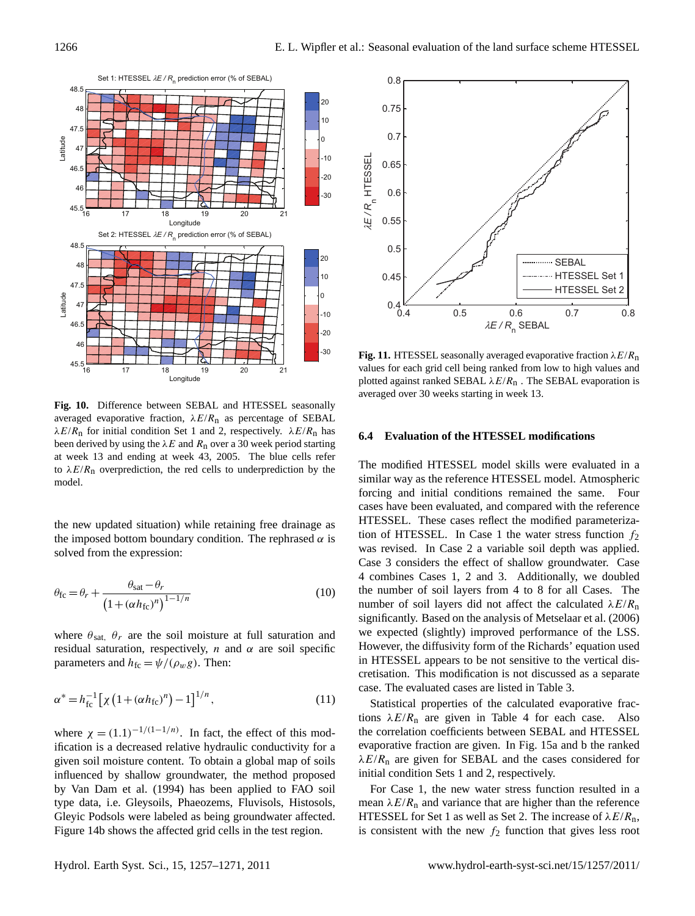**Fig. 10.** Difference between SEBAL and HTESSEL seasonally averaged evaporative fraction, $\lambda E/R_n$ as percentage of SEBAL $\lambda E/R_n$ for initial condition Set 1 and 2, respectively. $\lambda E/R_n$ has been derived by using the $\lambda E$ and $R_n$ over a 30 week period starting at week 13 and ending at week 43, 2005. The blue cells refer to $\lambda E/R_n$ overprediction, the red cells to underprediction by the model.

**Fig. 11.** HTESSEL seasonally averaged evaporative fraction $\lambda E/R_n$ values for each grid cell being ranked from low to high values and plotted against ranked SEBAL $\lambda E/R_n$ . The SEBAL evaporation is averaged over 30 weeks starting in week 13.

the new updated situation) while retaining free drainage as the imposed bottom boundary condition. The rephrased $\alpha$ is solved from the expression:

$$\theta_{fc} = \theta_r + \frac{\theta_{sat} - \theta_r}{\left(1 + (\alpha h_{fc})^n\right)^{1-1/n}} \tag{10}$$

where $\theta_{sat,}$ $\theta_r$ are the soil moisture at full saturation and residual saturation, respectively, $n$ and $\alpha$ are soil specific parameters and $h_{fc} = \psi/(\rho_w g)$. Then:

$$\alpha^* = h_{fc}^{-1}\left[\chi\left(1 + (\alpha h_{fc})^n\right) - 1\right]^{1/n}, \tag{11}$$

where $\chi = (1.1)^{-1/(1-1/n)}$. In fact, the effect of this modification is a decreased relative hydraulic conductivity for a given soil moisture content. To obtain a global map of soils influenced by shallow groundwater, the method proposed by Van Dam et al. (1994) has been applied to FAO soil type data, i.e. Gleysoils, Phaeozems, Fluvisols, Histosols, Gleyic Podsols were labeled as being groundwater affected. Figure 14b shows the affected grid cells in the test region.

### 6.4 Evaluation of the HTESSEL modifications

The modified HTESSEL model skills were evaluated in a similar way as the reference HTESSEL model. Atmospheric forcing and initial conditions remained the same. Four cases have been evaluated, and compared with the reference HTESSEL. These cases reflect the modified parameterization of HTESSEL. In Case 1 the water stress function $f_2$ was revised. In Case 2 a variable soil depth was applied. Case 3 considers the effect of shallow groundwater. Case 4 combines Cases 1, 2 and 3. Additionally, we doubled the number of soil layers from 4 to 8 for all Cases. The number of soil layers did not affect the calculated $\lambda E/R_n$ significantly. Based on the analysis of Metselaar et al. (2006) we expected (slightly) improved performance of the LSS. However, the diffusivity form of the Richards' equation used in HTESSEL appears to be not sensitive to the vertical discretisation. This modification is not discussed as a separate case. The evaluated cases are listed in Table 3.

Statistical properties of the calculated evaporative fractions $\lambda E/R_n$ are given in Table 4 for each case. Also the correlation coefficients between SEBAL and HTESSEL evaporative fraction are given. In Fig. 15a and b the ranked $\lambda E/R_n$ are given for SEBAL and the cases considered for initial condition Sets 1 and 2, respectively.

For Case 1, the new water stress function resulted in a mean $\lambda E/R_n$ and variance that are higher than the reference HTESSEL for Set 1 as well as Set 2. The increase of $\lambda E/R_n$, is consistent with the new $f_2$ function that gives less root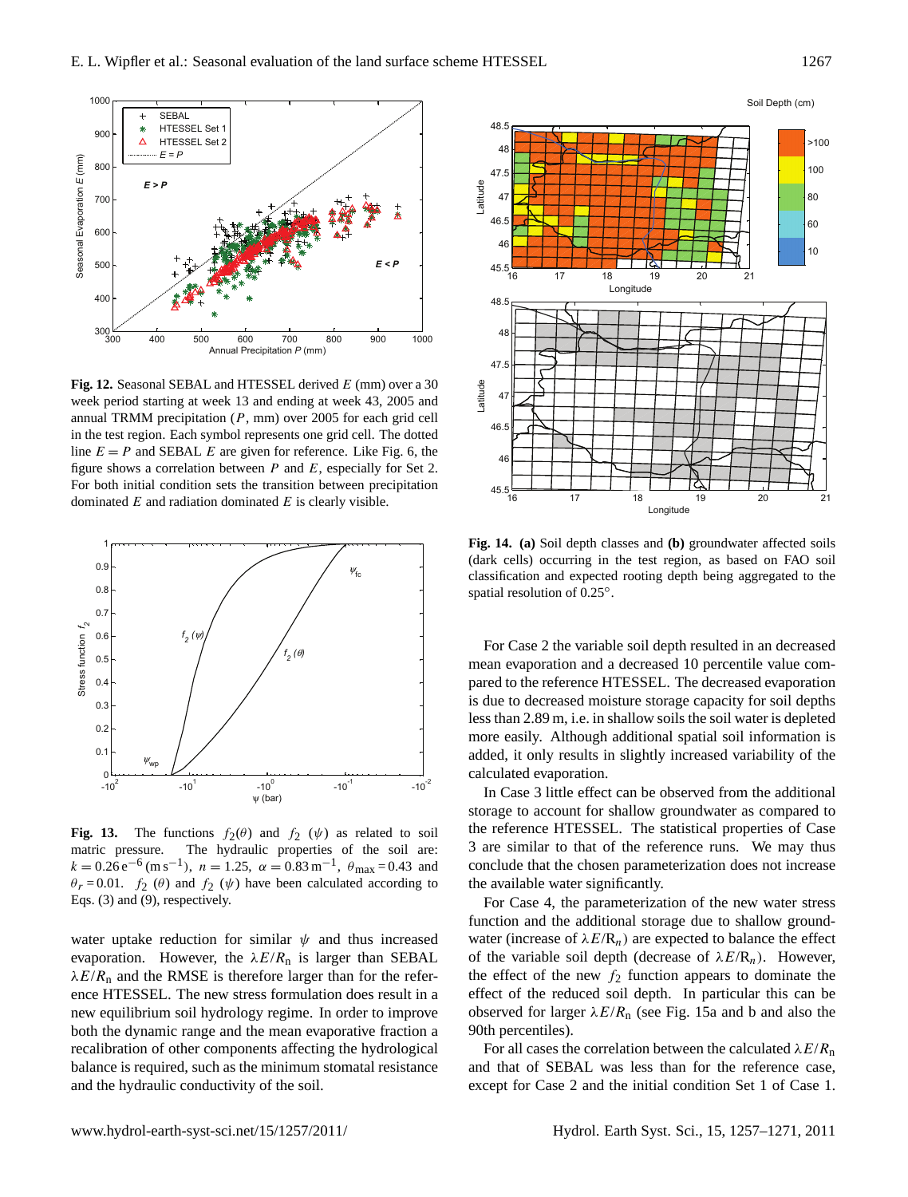**Fig. 12.** Seasonal SEBAL and HTESSEL derived $E$ (mm) over a 30 week period starting at week 13 and ending at week 43, 2005 and annual TRMM precipitation ($P$, mm) over 2005 for each grid cell in the test region. Each symbol represents one grid cell. The dotted line $E = P$ and SEBAL $E$ are given for reference. Like Fig. 6, the figure shows a correlation between $P$ and $E$, especially for Set 2. For both initial condition sets the transition between precipitation dominated $E$ and radiation dominated $E$ is clearly visible.

**Fig. 13.** The functions $f_2(\theta)$ and $f_2$ ($\psi$) as related to soil matric pressure. The hydraulic properties of the soil are: $k = 0.26\,\mathrm{e}^{-6}\,(\mathrm{m\,s^{-1}})$, $n = 1.25$, $\alpha = 0.83\,\mathrm{m^{-1}}$, $\theta_{\max} = 0.43$ and $\theta_r = 0.01$. $f_2$ ($\theta$) and $f_2$ ($\psi$) have been calculated according to Eqs. (3) and (9), respectively.

water uptake reduction for similar $\psi$ and thus increased evaporation. However, the $\lambda E/R_\mathrm{n}$ is larger than SEBAL $\lambda E/R_\mathrm{n}$ and the RMSE is therefore larger than for the reference HTESSEL. The new stress formulation does result in a new equilibrium soil hydrology regime. In order to improve both the dynamic range and the mean evaporative fraction a recalibration of other components affecting the hydrological balance is required, such as the minimum stomatal resistance and the hydraulic conductivity of the soil.

**Fig. 14.** **(a)** Soil depth classes and **(b)** groundwater affected soils (dark cells) occurring in the test region, as based on FAO soil classification and expected rooting depth being aggregated to the spatial resolution of 0.25°.

For Case 2 the variable soil depth resulted in an decreased mean evaporation and a decreased 10 percentile value compared to the reference HTESSEL. The decreased evaporation is due to decreased moisture storage capacity for soil depths less than 2.89 m, i.e. in shallow soils the soil water is depleted more easily. Although additional spatial soil information is added, it only results in slightly increased variability of the calculated evaporation.

In Case 3 little effect can be observed from the additional storage to account for shallow groundwater as compared to the reference HTESSEL. The statistical properties of Case 3 are similar to that of the reference runs. We may thus conclude that the chosen parameterization does not increase the available water significantly.

For Case 4, the parameterization of the new water stress function and the additional storage due to shallow groundwater (increase of $\lambda E/\mathrm{R}_n$) are expected to balance the effect of the variable soil depth (decrease of $\lambda E/\mathrm{R}_n$). However, the effect of the new $f_2$ function appears to dominate the effect of the reduced soil depth. In particular this can be observed for larger $\lambda E/R_\mathrm{n}$ (see Fig. 15a and b and also the 90th percentiles).

For all cases the correlation between the calculated $\lambda E/R_\mathrm{n}$ and that of SEBAL was less than for the reference case, except for Case 2 and the initial condition Set 1 of Case 1.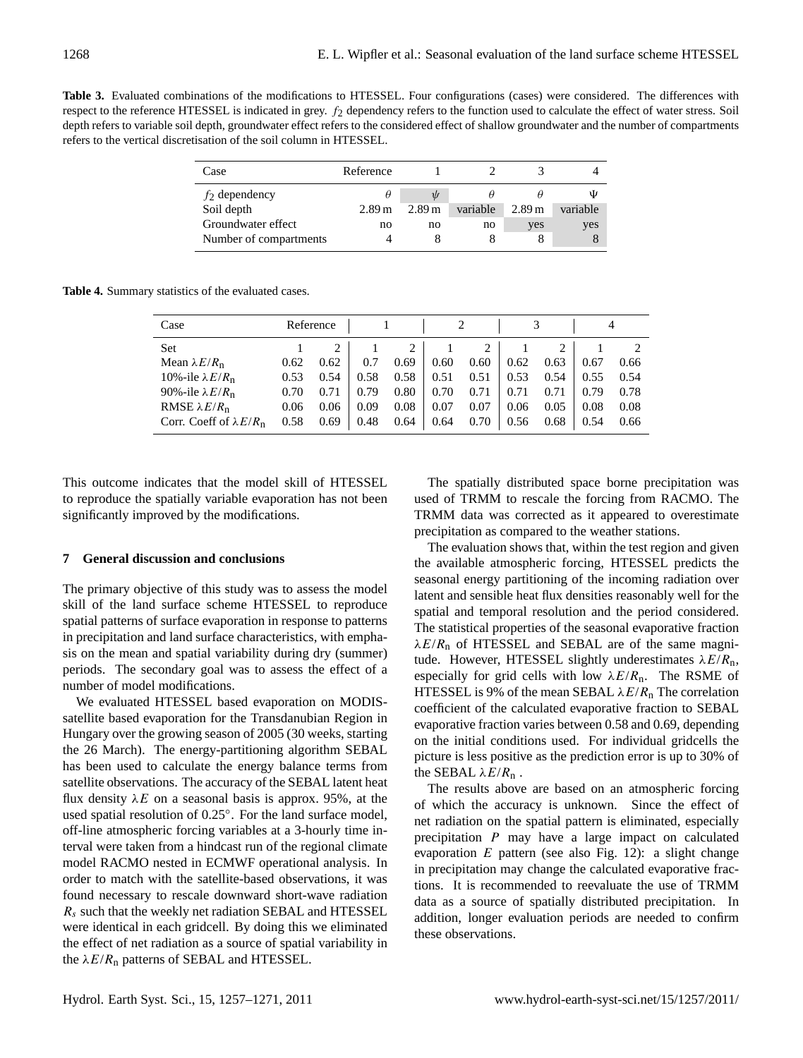**Table 3.** Evaluated combinations of the modifications to HTESSEL. Four configurations (cases) were considered. The differences with respect to the reference HTESSEL is indicated in grey. $f_2$ dependency refers to the function used to calculate the effect of water stress. Soil depth refers to variable soil depth, groundwater effect refers to the considered effect of shallow groundwater and the number of compartments refers to the vertical discretisation of the soil column in HTESSEL.

| Case | Reference | 1 | 2 | 3 | 4 |
|---|---|---|---|---|---|
| $f_2$ dependency | $\theta$ | $\psi$ | $\theta$ | $\theta$ | $\Psi$ |
| Soil depth | 2.89 m | 2.89 m | variable | 2.89 m | variable |
| Groundwater effect | no | no | no | yes | yes |
| Number of compartments | 4 | 8 | 8 | 8 | 8 |

**Table 4.** Summary statistics of the evaluated cases.

| Case | Reference | | 1 | | 2 | | 3 | | 4 | |
|---|---|---|---|---|---|---|---|---|---|---|
| Set | 1 | 2 | 1 | 2 | 1 | 2 | 1 | 2 | 1 | 2 |
| Mean $\lambda E/R_n$ | 0.62 | 0.62 | 0.7 | 0.69 | 0.60 | 0.60 | 0.62 | 0.63 | 0.67 | 0.66 |
| 10%-ile $\lambda E/R_n$ | 0.53 | 0.54 | 0.58 | 0.58 | 0.51 | 0.51 | 0.53 | 0.54 | 0.55 | 0.54 |
| 90%-ile $\lambda E/R_n$ | 0.70 | 0.71 | 0.79 | 0.80 | 0.70 | 0.71 | 0.71 | 0.71 | 0.79 | 0.78 |
| RMSE $\lambda E/R_n$ | 0.06 | 0.06 | 0.09 | 0.08 | 0.07 | 0.07 | 0.06 | 0.05 | 0.08 | 0.08 |
| Corr. Coeff of $\lambda E/R_n$ | 0.58 | 0.69 | 0.48 | 0.64 | 0.64 | 0.70 | 0.56 | 0.68 | 0.54 | 0.66 |

This outcome indicates that the model skill of HTESSEL to reproduce the spatially variable evaporation has not been significantly improved by the modifications.

## 7 General discussion and conclusions

The primary objective of this study was to assess the model skill of the land surface scheme HTESSEL to reproduce spatial patterns of surface evaporation in response to patterns in precipitation and land surface characteristics, with emphasis on the mean and spatial variability during dry (summer) periods. The secondary goal was to assess the effect of a number of model modifications.

We evaluated HTESSEL based evaporation on MODIS-satellite based evaporation for the Transdanubian Region in Hungary over the growing season of 2005 (30 weeks, starting the 26 March). The energy-partitioning algorithm SEBAL has been used to calculate the energy balance terms from satellite observations. The accuracy of the SEBAL latent heat flux density $\lambda E$ on a seasonal basis is approx. 95%, at the used spatial resolution of 0.25°. For the land surface model, off-line atmospheric forcing variables at a 3-hourly time interval were taken from a hindcast run of the regional climate model RACMO nested in ECMWF operational analysis. In order to match with the satellite-based observations, it was found necessary to rescale downward short-wave radiation $R_s$ such that the weekly net radiation SEBAL and HTESSEL were identical in each gridcell. By doing this we eliminated the effect of net radiation as a source of spatial variability in the $\lambda E/R_n$ patterns of SEBAL and HTESSEL.

The spatially distributed space borne precipitation was used of TRMM to rescale the forcing from RACMO. The TRMM data was corrected as it appeared to overestimate precipitation as compared to the weather stations.

The evaluation shows that, within the test region and given the available atmospheric forcing, HTESSEL predicts the seasonal energy partitioning of the incoming radiation over latent and sensible heat flux densities reasonably well for the spatial and temporal resolution and the period considered. The statistical properties of the seasonal evaporative fraction $\lambda E/R_n$ of HTESSEL and SEBAL are of the same magnitude. However, HTESSEL slightly underestimates $\lambda E/R_n$, especially for grid cells with low $\lambda E/R_n$. The RSME of HTESSEL is 9% of the mean SEBAL $\lambda E/R_n$ The correlation coefficient of the calculated evaporative fraction to SEBAL evaporative fraction varies between 0.58 and 0.69, depending on the initial conditions used. For individual gridcells the picture is less positive as the prediction error is up to 30% of the SEBAL $\lambda E/R_n$ .

The results above are based on an atmospheric forcing of which the accuracy is unknown. Since the effect of net radiation on the spatial pattern is eliminated, especially precipitation $P$ may have a large impact on calculated evaporation $E$ pattern (see also Fig. 12): a slight change in precipitation may change the calculated evaporative fractions. It is recommended to reevaluate the use of TRMM data as a source of spatially distributed precipitation. In addition, longer evaluation periods are needed to confirm these observations.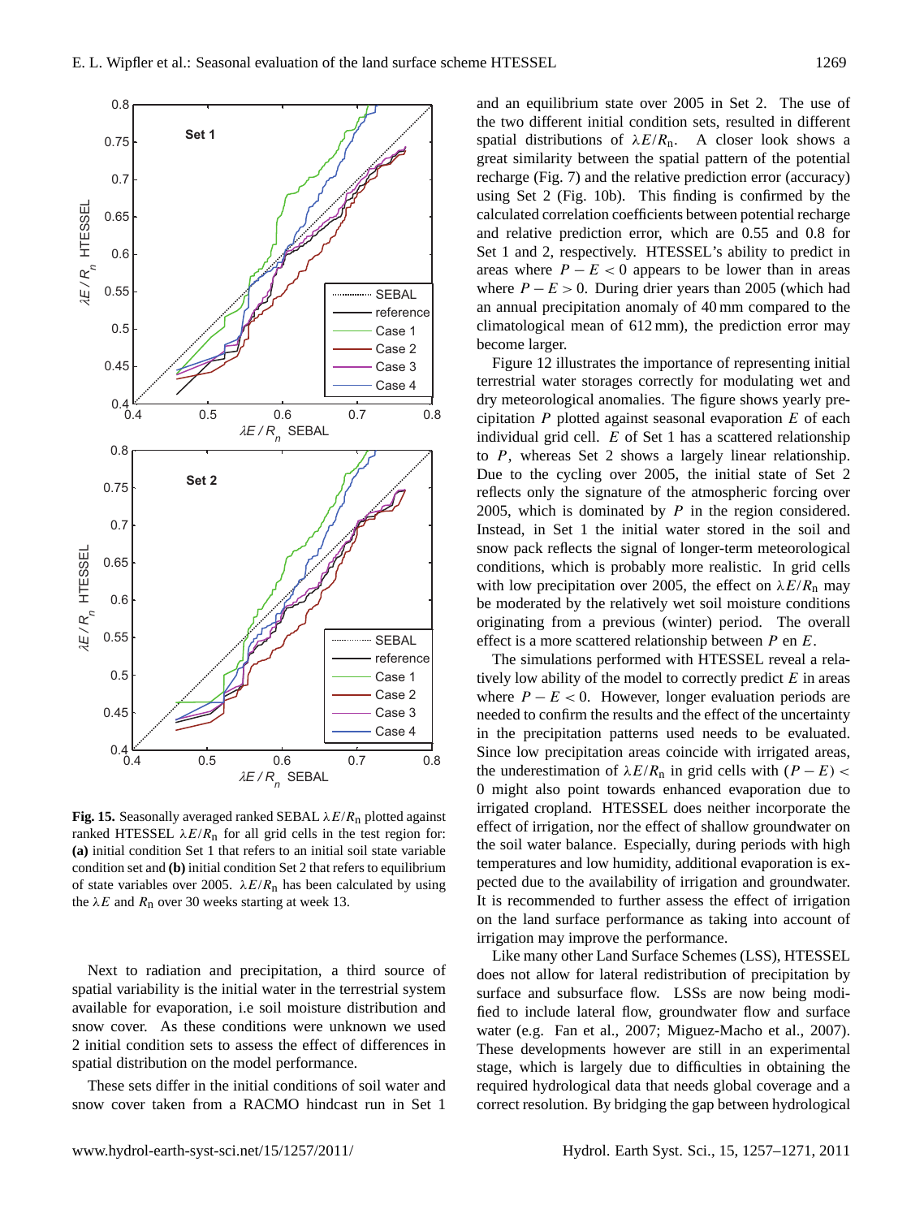**Fig. 15.** Seasonally averaged ranked SEBAL $\lambda E/R_n$ plotted against ranked HTESSEL $\lambda E/R_n$ for all grid cells in the test region for: **(a)** initial condition Set 1 that refers to an initial soil state variable condition set and **(b)** initial condition Set 2 that refers to equilibrium of state variables over 2005. $\lambda E/R_n$ has been calculated by using the $\lambda E$ and $R_n$ over 30 weeks starting at week 13.

Next to radiation and precipitation, a third source of spatial variability is the initial water in the terrestrial system available for evaporation, i.e soil moisture distribution and snow cover. As these conditions were unknown we used 2 initial condition sets to assess the effect of differences in spatial distribution on the model performance.

These sets differ in the initial conditions of soil water and snow cover taken from a RACMO hindcast run in Set 1 and an equilibrium state over 2005 in Set 2. The use of the two different initial condition sets, resulted in different spatial distributions of $\lambda E/R_n$. A closer look shows a great similarity between the spatial pattern of the potential recharge (Fig. 7) and the relative prediction error (accuracy) using Set 2 (Fig. 10b). This finding is confirmed by the calculated correlation coefficients between potential recharge and relative prediction error, which are 0.55 and 0.8 for Set 1 and 2, respectively. HTESSEL's ability to predict in areas where $P-E<0$ appears to be lower than in areas where $P-E>0$. During drier years than 2005 (which had an annual precipitation anomaly of 40 mm compared to the climatological mean of 612 mm), the prediction error may become larger.

Figure 12 illustrates the importance of representing initial terrestrial water storages correctly for modulating wet and dry meteorological anomalies. The figure shows yearly precipitation $P$ plotted against seasonal evaporation $E$ of each individual grid cell. $E$ of Set 1 has a scattered relationship to $P$, whereas Set 2 shows a largely linear relationship. Due to the cycling over 2005, the initial state of Set 2 reflects only the signature of the atmospheric forcing over 2005, which is dominated by $P$ in the region considered. Instead, in Set 1 the initial water stored in the soil and snow pack reflects the signal of longer-term meteorological conditions, which is probably more realistic. In grid cells with low precipitation over 2005, the effect on $\lambda E/R_n$ may be moderated by the relatively wet soil moisture conditions originating from a previous (winter) period. The overall effect is a more scattered relationship between $P$ en $E$.

The simulations performed with HTESSEL reveal a relatively low ability of the model to correctly predict $E$ in areas where $P-E<0$. However, longer evaluation periods are needed to confirm the results and the effect of the uncertainty in the precipitation patterns used needs to be evaluated. Since low precipitation areas coincide with irrigated areas, the underestimation of $\lambda E/R_n$ in grid cells with $(P-E)<0$ might also point towards enhanced evaporation due to irrigated cropland. HTESSEL does neither incorporate the effect of irrigation, nor the effect of shallow groundwater on the soil water balance. Especially, during periods with high temperatures and low humidity, additional evaporation is expected due to the availability of irrigation and groundwater. It is recommended to further assess the effect of irrigation on the land surface performance as taking into account of irrigation may improve the performance.

Like many other Land Surface Schemes (LSS), HTESSEL does not allow for lateral redistribution of precipitation by surface and subsurface flow. LSSs are now being modified to include lateral flow, groundwater flow and surface water (e.g. Fan et al., 2007; Miguez-Macho et al., 2007). These developments however are still in an experimental stage, which is largely due to difficulties in obtaining the required hydrological data that needs global coverage and a correct resolution. By bridging the gap between hydrological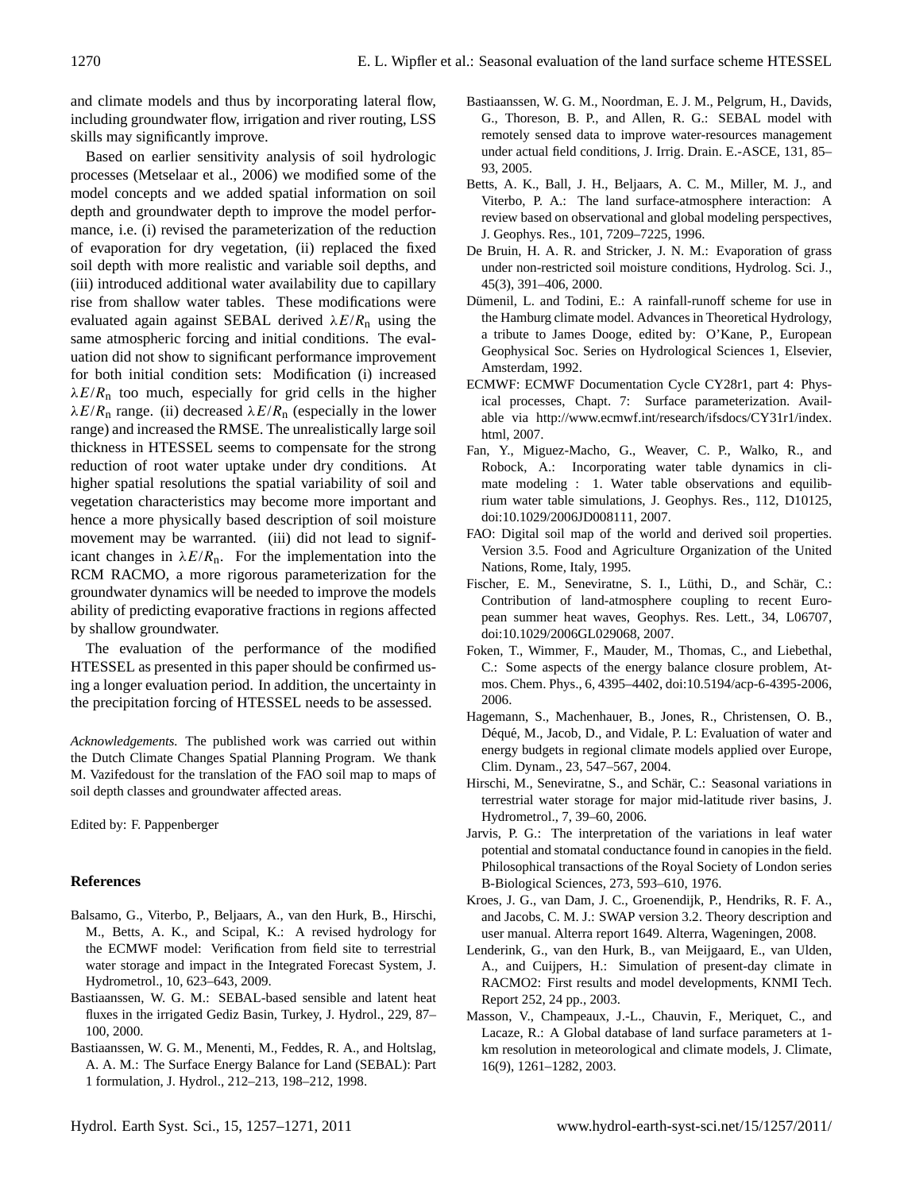and climate models and thus by incorporating lateral flow, including groundwater flow, irrigation and river routing, LSS skills may significantly improve.

Based on earlier sensitivity analysis of soil hydrologic processes (Metselaar et al., 2006) we modified some of the model concepts and we added spatial information on soil depth and groundwater depth to improve the model performance, i.e. (i) revised the parameterization of the reduction of evaporation for dry vegetation, (ii) replaced the fixed soil depth with more realistic and variable soil depths, and (iii) introduced additional water availability due to capillary rise from shallow water tables. These modifications were evaluated again against SEBAL derived $\lambda E/R_n$ using the same atmospheric forcing and initial conditions. The evaluation did not show to significant performance improvement for both initial condition sets: Modification (i) increased $\lambda E/R_n$ too much, especially for grid cells in the higher $\lambda E/R_n$ range. (ii) decreased $\lambda E/R_n$ (especially in the lower range) and increased the RMSE. The unrealistically large soil thickness in HTESSEL seems to compensate for the strong reduction of root water uptake under dry conditions. At higher spatial resolutions the spatial variability of soil and vegetation characteristics may become more important and hence a more physically based description of soil moisture movement may be warranted. (iii) did not lead to significant changes in $\lambda E/R_n$. For the implementation into the RCM RACMO, a more rigorous parameterization for the groundwater dynamics will be needed to improve the models ability of predicting evaporative fractions in regions affected by shallow groundwater.

The evaluation of the performance of the modified HTESSEL as presented in this paper should be confirmed using a longer evaluation period. In addition, the uncertainty in the precipitation forcing of HTESSEL needs to be assessed.

*Acknowledgements.* The published work was carried out within the Dutch Climate Changes Spatial Planning Program. We thank M. Vazifedoust for the translation of the FAO soil map to maps of soil depth classes and groundwater affected areas.

Edited by: F. Pappenberger

## References

- Balsamo, G., Viterbo, P., Beljaars, A., van den Hurk, B., Hirschi, M., Betts, A. K., and Scipal, K.: A revised hydrology for the ECMWF model: Verification from field site to terrestrial water storage and impact in the Integrated Forecast System, J. Hydrometrol., 10, 623–643, 2009.
- Bastiaanssen, W. G. M.: SEBAL-based sensible and latent heat fluxes in the irrigated Gediz Basin, Turkey, J. Hydrol., 229, 87–100, 2000.
- Bastiaanssen, W. G. M., Menenti, M., Feddes, R. A., and Holtslag, A. A. M.: The Surface Energy Balance for Land (SEBAL): Part 1 formulation, J. Hydrol., 212–213, 198–212, 1998.
- Bastiaanssen, W. G. M., Noordman, E. J. M., Pelgrum, H., Davids, G., Thoreson, B. P., and Allen, R. G.: SEBAL model with remotely sensed data to improve water-resources management under actual field conditions, J. Irrig. Drain. E.-ASCE, 131, 85–93, 2005.
- Betts, A. K., Ball, J. H., Beljaars, A. C. M., Miller, M. J., and Viterbo, P. A.: The land surface-atmosphere interaction: A review based on observational and global modeling perspectives, J. Geophys. Res., 101, 7209–7225, 1996.
- De Bruin, H. A. R. and Stricker, J. N. M.: Evaporation of grass under non-restricted soil moisture conditions, Hydrolog. Sci. J., 45(3), 391–406, 2000.
- Dümenil, L. and Todini, E.: A rainfall-runoff scheme for use in the Hamburg climate model. Advances in Theoretical Hydrology, a tribute to James Dooge, edited by: O'Kane, P., European Geophysical Soc. Series on Hydrological Sciences 1, Elsevier, Amsterdam, 1992.
- ECMWF: ECMWF Documentation Cycle CY28r1, part 4: Physical processes, Chapt. 7: Surface parameterization. Available via http://www.ecmwf.int/research/ifsdocs/CY31r1/index.html, 2007.
- Fan, Y., Miguez-Macho, G., Weaver, C. P., Walko, R., and Robock, A.: Incorporating water table dynamics in climate modeling : 1. Water table observations and equilibrium water table simulations, J. Geophys. Res., 112, D10125, doi:10.1029/2006JD008111, 2007.
- FAO: Digital soil map of the world and derived soil properties. Version 3.5. Food and Agriculture Organization of the United Nations, Rome, Italy, 1995.
- Fischer, E. M., Seneviratne, S. I., Lüthi, D., and Schär, C.: Contribution of land-atmosphere coupling to recent European summer heat waves, Geophys. Res. Lett., 34, L06707, doi:10.1029/2006GL029068, 2007.
- Foken, T., Wimmer, F., Mauder, M., Thomas, C., and Liebethal, C.: Some aspects of the energy balance closure problem, Atmos. Chem. Phys., 6, 4395–4402, doi:10.5194/acp-6-4395-2006, 2006.
- Hagemann, S., Machenhauer, B., Jones, R., Christensen, O. B., Déqué, M., Jacob, D., and Vidale, P. L: Evaluation of water and energy budgets in regional climate models applied over Europe, Clim. Dynam., 23, 547–567, 2004.
- Hirschi, M., Seneviratne, S., and Schär, C.: Seasonal variations in terrestrial water storage for major mid-latitude river basins, J. Hydrometrol., 7, 39–60, 2006.
- Jarvis, P. G.: The interpretation of the variations in leaf water potential and stomatal conductance found in canopies in the field. Philosophical transactions of the Royal Society of London series B-Biological Sciences, 273, 593–610, 1976.
- Kroes, J. G., van Dam, J. C., Groenendijk, P., Hendriks, R. F. A., and Jacobs, C. M. J.: SWAP version 3.2. Theory description and user manual. Alterra report 1649. Alterra, Wageningen, 2008.
- Lenderink, G., van den Hurk, B., van Meijgaard, E., van Ulden, A., and Cuijpers, H.: Simulation of present-day climate in RACMO2: First results and model developments, KNMI Tech. Report 252, 24 pp., 2003.
- Masson, V., Champeaux, J.-L., Chauvin, F., Meriquet, C., and Lacaze, R.: A Global database of land surface parameters at 1-km resolution in meteorological and climate models, J. Climate, 16(9), 1261–1282, 2003.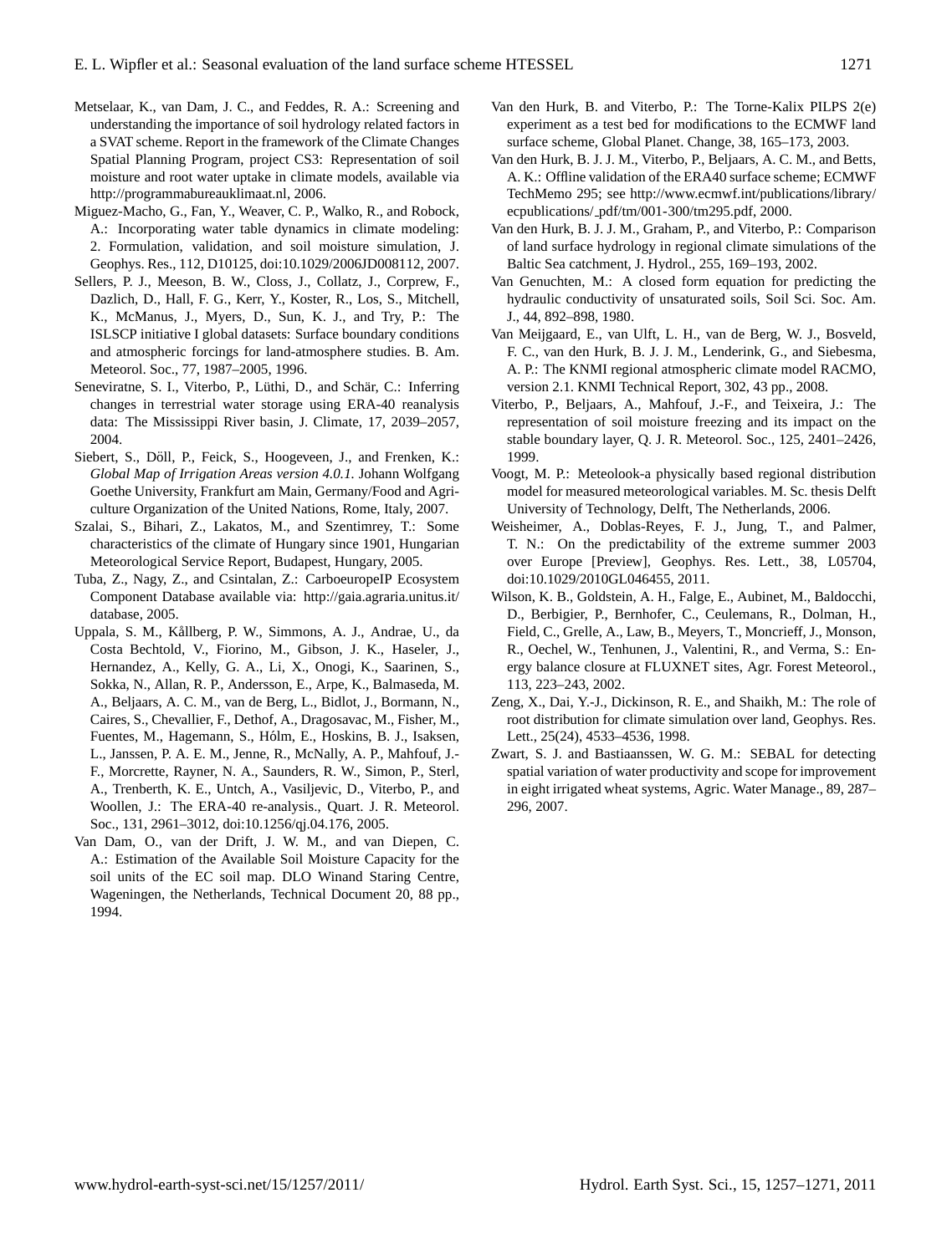Metselaar, K., van Dam, J. C., and Feddes, R. A.: Screening and understanding the importance of soil hydrology related factors in a SVAT scheme. Report in the framework of the Climate Changes Spatial Planning Program, project CS3: Representation of soil moisture and root water uptake in climate models, available via http://programmabureauklimaat.nl, 2006.

Miguez-Macho, G., Fan, Y., Weaver, C. P., Walko, R., and Robock, A.: Incorporating water table dynamics in climate modeling: 2. Formulation, validation, and soil moisture simulation, J. Geophys. Res., 112, D10125, doi:10.1029/2006JD008112, 2007.

Sellers, P. J., Meeson, B. W., Closs, J., Collatz, J., Corprew, F., Dazlich, D., Hall, F. G., Kerr, Y., Koster, R., Los, S., Mitchell, K., McManus, J., Myers, D., Sun, K. J., and Try, P.: The ISLSCP initiative I global datasets: Surface boundary conditions and atmospheric forcings for land-atmosphere studies. B. Am. Meteorol. Soc., 77, 1987–2005, 1996.

Seneviratne, S. I., Viterbo, P., Lüthi, D., and Schär, C.: Inferring changes in terrestrial water storage using ERA-40 reanalysis data: The Mississippi River basin, J. Climate, 17, 2039–2057, 2004.

Siebert, S., Döll, P., Feick, S., Hoogeveen, J., and Frenken, K.: *Global Map of Irrigation Areas version 4.0.1*. Johann Wolfgang Goethe University, Frankfurt am Main, Germany/Food and Agriculture Organization of the United Nations, Rome, Italy, 2007.

Szalai, S., Bihari, Z., Lakatos, M., and Szentimrey, T.: Some characteristics of the climate of Hungary since 1901, Hungarian Meteorological Service Report, Budapest, Hungary, 2005.

Tuba, Z., Nagy, Z., and Csintalan, Z.: CarboeuropeIP Ecosystem Component Database available via: http://gaia.agraria.unitus.it/database, 2005.

Uppala, S. M., Kållberg, P. W., Simmons, A. J., Andrae, U., da Costa Bechtold, V., Fiorino, M., Gibson, J. K., Haseler, J., Hernandez, A., Kelly, G. A., Li, X., Onogi, K., Saarinen, S., Sokka, N., Allan, R. P., Andersson, E., Arpe, K., Balmaseda, M. A., Beljaars, A. C. M., van de Berg, L., Bidlot, J., Bormann, N., Caires, S., Chevallier, F., Dethof, A., Dragosavac, M., Fisher, M., Fuentes, M., Hagemann, S., Hólm, E., Hoskins, B. J., Isaksen, L., Janssen, P. A. E. M., Jenne, R., McNally, A. P., Mahfouf, J.-F., Morcrette, Rayner, N. A., Saunders, R. W., Simon, P., Sterl, A., Trenberth, K. E., Untch, A., Vasiljevic, D., Viterbo, P., and Woollen, J.: The ERA-40 re-analysis., Quart. J. R. Meteorol. Soc., 131, 2961–3012, doi:10.1256/qj.04.176, 2005.

Van Dam, O., van der Drift, J. W. M., and van Diepen, C. A.: Estimation of the Available Soil Moisture Capacity for the soil units of the EC soil map. DLO Winand Staring Centre, Wageningen, the Netherlands, Technical Document 20, 88 pp., 1994.

Van den Hurk, B. and Viterbo, P.: The Torne-Kalix PILPS 2(e) experiment as a test bed for modifications to the ECMWF land surface scheme, Global Planet. Change, 38, 165–173, 2003.

Van den Hurk, B. J. J. M., Viterbo, P., Beljaars, A. C. M., and Betts, A. K.: Offline validation of the ERA40 surface scheme; ECMWF TechMemo 295; see http://www.ecmwf.int/publications/library/ecpublications/_pdf/tm/001-300/tm295.pdf, 2000.

Van den Hurk, B. J. J. M., Graham, P., and Viterbo, P.: Comparison of land surface hydrology in regional climate simulations of the Baltic Sea catchment, J. Hydrol., 255, 169–193, 2002.

Van Genuchten, M.: A closed form equation for predicting the hydraulic conductivity of unsaturated soils, Soil Sci. Soc. Am. J., 44, 892–898, 1980.

Van Meijgaard, E., van Ulft, L. H., van de Berg, W. J., Bosveld, F. C., van den Hurk, B. J. J. M., Lenderink, G., and Siebesma, A. P.: The KNMI regional atmospheric climate model RACMO, version 2.1. KNMI Technical Report, 302, 43 pp., 2008.

Viterbo, P., Beljaars, A., Mahfouf, J.-F., and Teixeira, J.: The representation of soil moisture freezing and its impact on the stable boundary layer, Q. J. R. Meteorol. Soc., 125, 2401–2426, 1999.

Voogt, M. P.: Meteolook-a physically based regional distribution model for measured meteorological variables. M. Sc. thesis Delft University of Technology, Delft, The Netherlands, 2006.

Weisheimer, A., Doblas-Reyes, F. J., Jung, T., and Palmer, T. N.: On the predictability of the extreme summer 2003 over Europe [Preview], Geophys. Res. Lett., 38, L05704, doi:10.1029/2010GL046455, 2011.

Wilson, K. B., Goldstein, A. H., Falge, E., Aubinet, M., Baldocchi, D., Berbigier, P., Bernhofer, C., Ceulemans, R., Dolman, H., Field, C., Grelle, A., Law, B., Meyers, T., Moncrieff, J., Monson, R., Oechel, W., Tenhunen, J., Valentini, R., and Verma, S.: Energy balance closure at FLUXNET sites, Agr. Forest Meteorol., 113, 223–243, 2002.

Zeng, X., Dai, Y.-J., Dickinson, R. E., and Shaikh, M.: The role of root distribution for climate simulation over land, Geophys. Res. Lett., 25(24), 4533–4536, 1998.

Zwart, S. J. and Bastiaanssen, W. G. M.: SEBAL for detecting spatial variation of water productivity and scope for improvement in eight irrigated wheat systems, Agric. Water Manage., 89, 287–296, 2007.